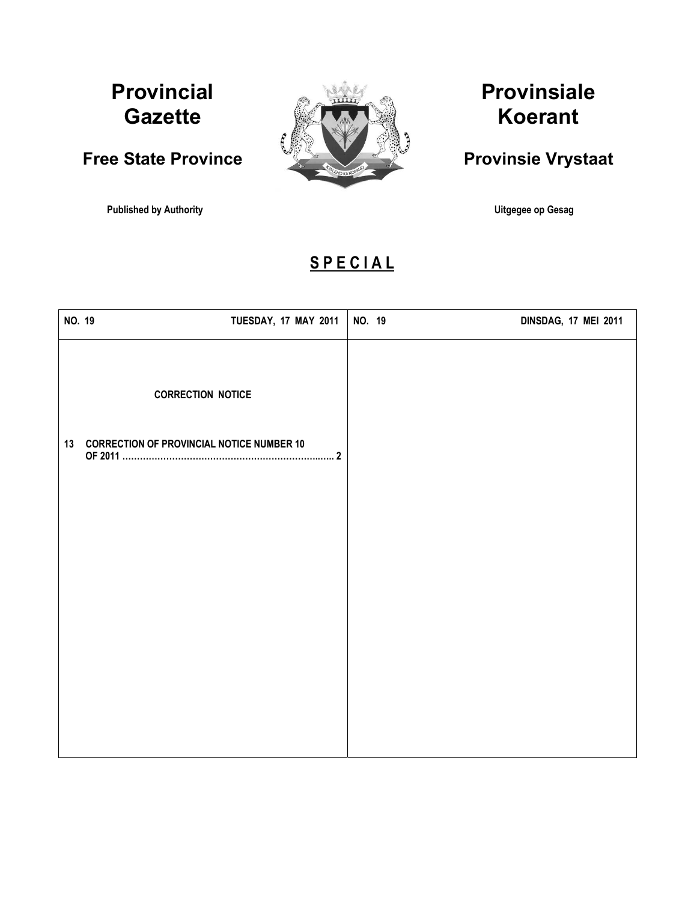# Provincial Gazette

## Free State Province

**Published by Authority**

# Provinsiale Koerant

## Provinsie Vrystaat

**Uitgegee op Gesag**

## SPECIAL

| NO. 19 TUESDAY, 17 MAY 2011 | NO. 19 DINSDAG, 17 MEI 2011 |
|---|---|

**CORRECTION NOTICE**

13 CORRECTION OF PROVINCIAL NOTICE NUMBER 10 OF 2011 ………………………………………………………..…. 2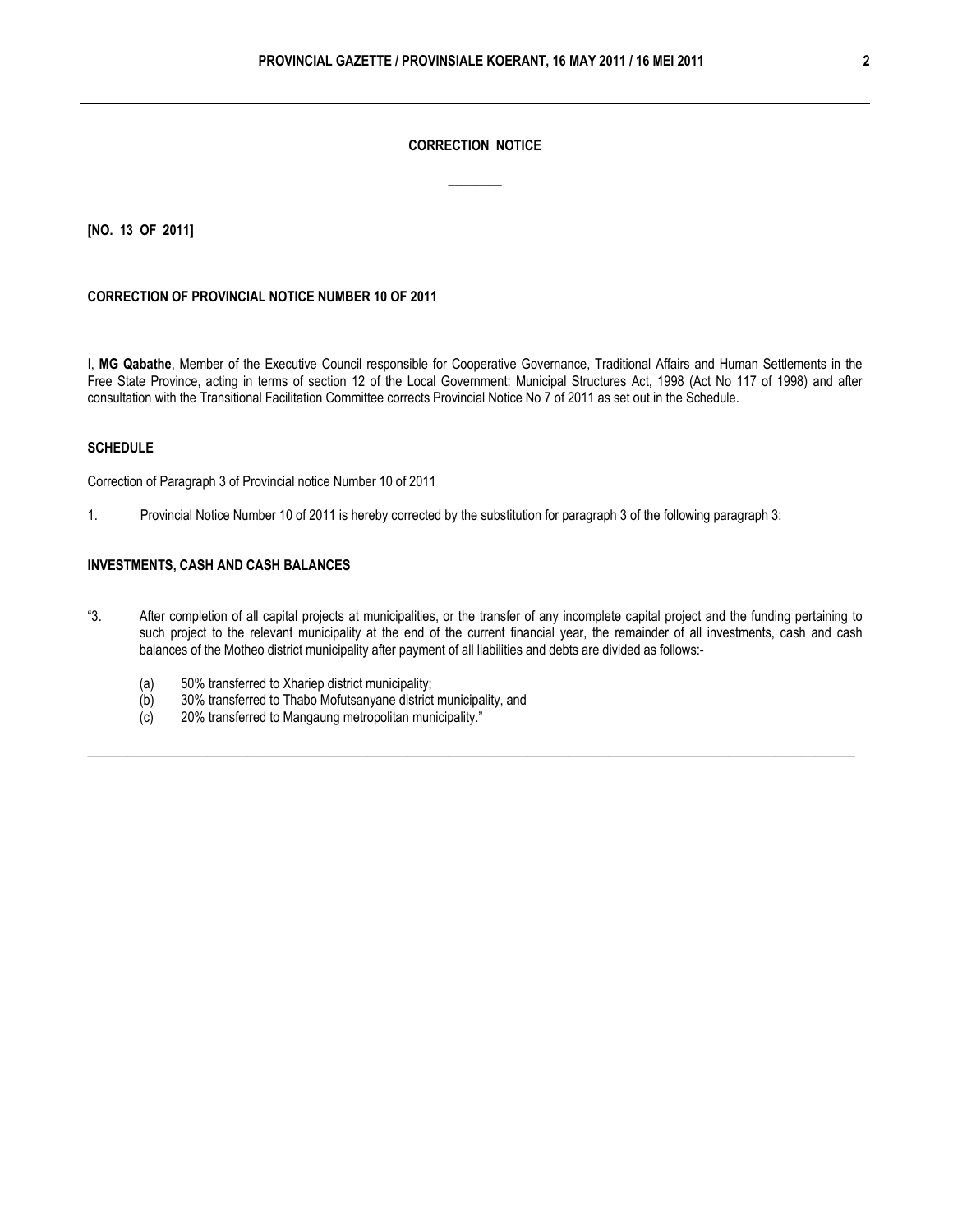**CORRECTION NOTICE**

---

**[NO. 13 OF 2011]**

**CORRECTION OF PROVINCIAL NOTICE NUMBER 10 OF 2011**

I, **MG Qabathe**, Member of the Executive Council responsible for Cooperative Governance, Traditional Affairs and Human Settlements in the Free State Province, acting in terms of section 12 of the Local Government: Municipal Structures Act, 1998 (Act No 117 of 1998) and after consultation with the Transitional Facilitation Committee corrects Provincial Notice No 7 of 2011 as set out in the Schedule.

**SCHEDULE**

Correction of Paragraph 3 of Provincial notice Number 10 of 2011

1. Provincial Notice Number 10 of 2011 is hereby corrected by the substitution for paragraph 3 of the following paragraph 3:

**INVESTMENTS, CASH AND CASH BALANCES**

"3. After completion of all capital projects at municipalities, or the transfer of any incomplete capital project and the funding pertaining to such project to the relevant municipality at the end of the current financial year, the remainder of all investments, cash and cash balances of the Motheo district municipality after payment of all liabilities and debts are divided as follows:-

(a) 50% transferred to Xhariep district municipality;
(b) 30% transferred to Thabo Mofutsanyane district municipality, and
(c) 20% transferred to Mangaung metropolitan municipality."

---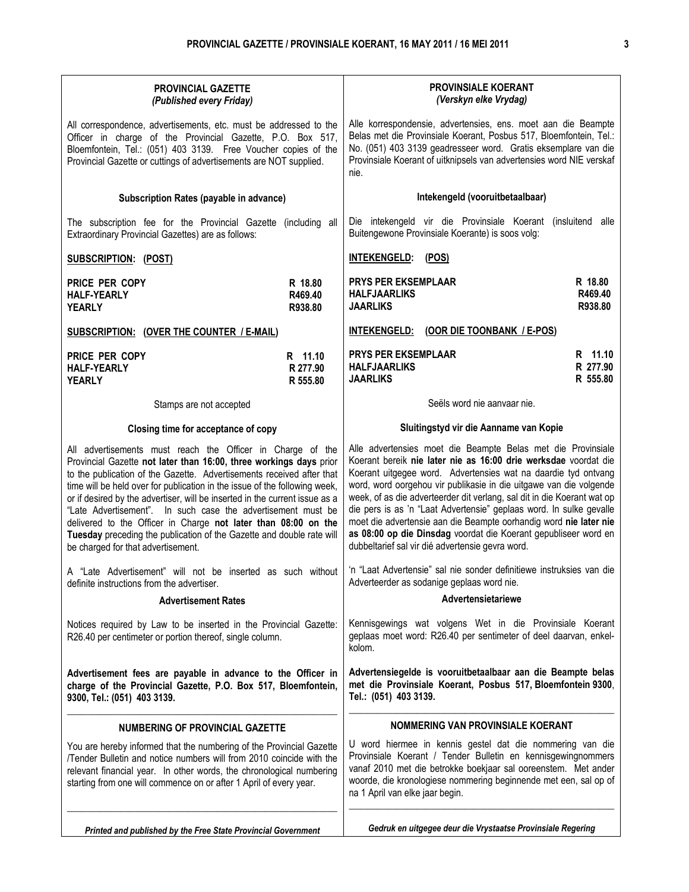## PROVINCIAL GAZETTE
*(Published every Friday)*

All correspondence, advertisements, etc. must be addressed to the Officer in charge of the Provincial Gazette, P.O. Box 517, Bloemfontein, Tel.: (051) 403 3139. Free Voucher copies of the Provincial Gazette or cuttings of advertisements are NOT supplied.

### Subscription Rates (payable in advance)

The subscription fee for the Provincial Gazette (including all Extraordinary Provincial Gazettes) are as follows:

**SUBSCRIPTION: (POST)**

| | |
|---|---|
| **PRICE PER COPY** | **R 18.80** |
| **HALF-YEARLY** | **R469.40** |
| **YEARLY** | **R938.80** |

**SUBSCRIPTION: (OVER THE COUNTER / E-MAIL)**

| | |
|---|---|
| **PRICE PER COPY** | **R 11.10** |
| **HALF-YEARLY** | **R 277.90** |
| **YEARLY** | **R 555.80** |

Stamps are not accepted

### Closing time for acceptance of copy

All advertisements must reach the Officer in Charge of the Provincial Gazette **not later than 16:00, three workings days** prior to the publication of the Gazette. Advertisements received after that time will be held over for publication in the issue of the following week, or if desired by the advertiser, will be inserted in the current issue as a "Late Advertisement". In such case the advertisement must be delivered to the Officer in Charge **not later than 08:00 on the Tuesday** preceding the publication of the Gazette and double rate will be charged for that advertisement.

A "Late Advertisement" will not be inserted as such without definite instructions from the advertiser.

### Advertisement Rates

Notices required by Law to be inserted in the Provincial Gazette: R26.40 per centimeter or portion thereof, single column.

**Advertisement fees are payable in advance to the Officer in charge of the Provincial Gazette, P.O. Box 517, Bloemfontein, 9300, Tel.: (051) 403 3139.**

### NUMBERING OF PROVINCIAL GAZETTE

You are hereby informed that the numbering of the Provincial Gazette /Tender Bulletin and notice numbers will from 2010 coincide with the relevant financial year. In other words, the chronological numbering starting from one will commence on or after 1 April of every year.

***Printed and published by the Free State Provincial Government***

## PROVINSIALE KOERANT
*(Verskyn elke Vrydag)*

Alle korrespondensie, advertensies, ens. moet aan die Beampte Belas met die Provinsiale Koerant, Posbus 517, Bloemfontein, Tel.: No. (051) 403 3139 geadresseer word. Gratis eksemplare van die Provinsiale Koerant of uitknipsels van advertensies word NIE verskaf nie.

### Intekengeld (vooruitbetaalbaar)

Die intekengeld vir die Provinsiale Koerant (insluitend alle Buitengewone Provinsiale Koerante) is soos volg:

**INTEKENGELD: (POS)**

| | |
|---|---|
| **PRYS PER EKSEMPLAAR** | **R 18.80** |
| **HALFJAARLIKS** | **R469.40** |
| **JAARLIKS** | **R938.80** |

**INTEKENGELD: (OOR DIE TOONBANK / E-POS)**

| | |
|---|---|
| **PRYS PER EKSEMPLAAR** | **R 11.10** |
| **HALFJAARLIKS** | **R 277.90** |
| **JAARLIKS** | **R 555.80** |

Seëls word nie aanvaar nie.

### Sluitingstyd vir die Aanname van Kopie

Alle advertensies moet die Beampte Belas met die Provinsiale Koerant bereik **nie later nie as 16:00 drie werksdae** voordat die Koerant uitgegee word. Advertensies wat na daardie tyd ontvang word, word oorgehou vir publikasie in die uitgawe van die volgende week, of as die adverteerder dit verlang, sal dit in die Koerant wat op die pers is as 'n "Laat Advertensie" geplaas word. In sulke gevalle moet die advertensie aan die Beampte oorhandig word **nie later nie as 08:00 op die Dinsdag** voordat die Koerant gepubliseer word en dubbeltarief sal vir dié advertensie gevra word.

'n "Laat Advertensie" sal nie sonder definitiewe instruksies van die Adverteerder as sodanige geplaas word nie.

### Advertensietariewe

Kennisgewings wat volgens Wet in die Provinsiale Koerant geplaas moet word: R26.40 per sentimeter of deel daarvan, enkel-kolom.

**Advertensiegelde is vooruitbetaalbaar aan die Beampte belas met die Provinsiale Koerant, Posbus 517, Bloemfontein 9300, Tel.: (051) 403 3139.**

### NOMMERING VAN PROVINSIALE KOERANT

U word hiermee in kennis gestel dat die nommering van die Provinsiale Koerant / Tender Bulletin en kennisgewingnommers vanaf 2010 met die betrokke boekjaar sal ooreenstem. Met ander woorde, die kronologiese nommering beginnende met een, sal op of na 1 April van elke jaar begin.

***Gedruk en uitgegee deur die Vrystaatse Provinsiale Regering***